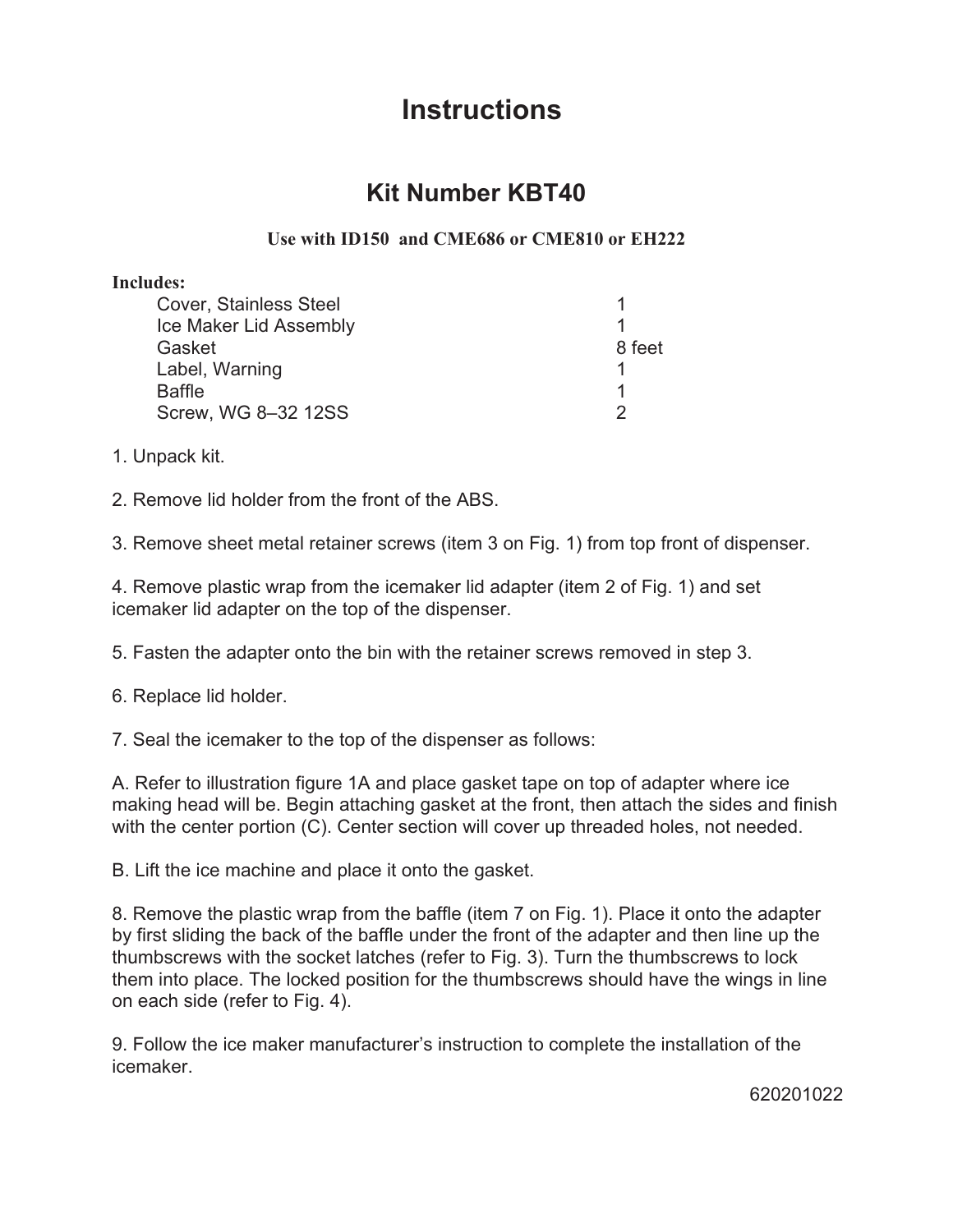# Instructions

## Kit Number KBT40

**Use with ID150 and CME686 or CME810 or EH222**

**Includes:**

| Item | Qty |
|---|---|
| Cover, Stainless Steel | 1 |
| Ice Maker Lid Assembly | 1 |
| Gasket | 8 feet |
| Label, Warning | 1 |
| Baffle | 1 |
| Screw, WG 8–32 12SS | 2 |

1. Unpack kit.

2. Remove lid holder from the front of the ABS.

3. Remove sheet metal retainer screws (item 3 on Fig. 1) from top front of dispenser.

4. Remove plastic wrap from the icemaker lid adapter (item 2 of Fig. 1) and set icemaker lid adapter on the top of the dispenser.

5. Fasten the adapter onto the bin with the retainer screws removed in step 3.

6. Replace lid holder.

7. Seal the icemaker to the top of the dispenser as follows:

A. Refer to illustration figure 1A and place gasket tape on top of adapter where ice making head will be. Begin attaching gasket at the front, then attach the sides and finish with the center portion (C). Center section will cover up threaded holes, not needed.

B. Lift the ice machine and place it onto the gasket.

8. Remove the plastic wrap from the baffle (item 7 on Fig. 1). Place it onto the adapter by first sliding the back of the baffle under the front of the adapter and then line up the thumbscrews with the socket latches (refer to Fig. 3). Turn the thumbscrews to lock them into place. The locked position for the thumbscrews should have the wings in line on each side (refer to Fig. 4).

9. Follow the ice maker manufacturer's instruction to complete the installation of the icemaker.

620201022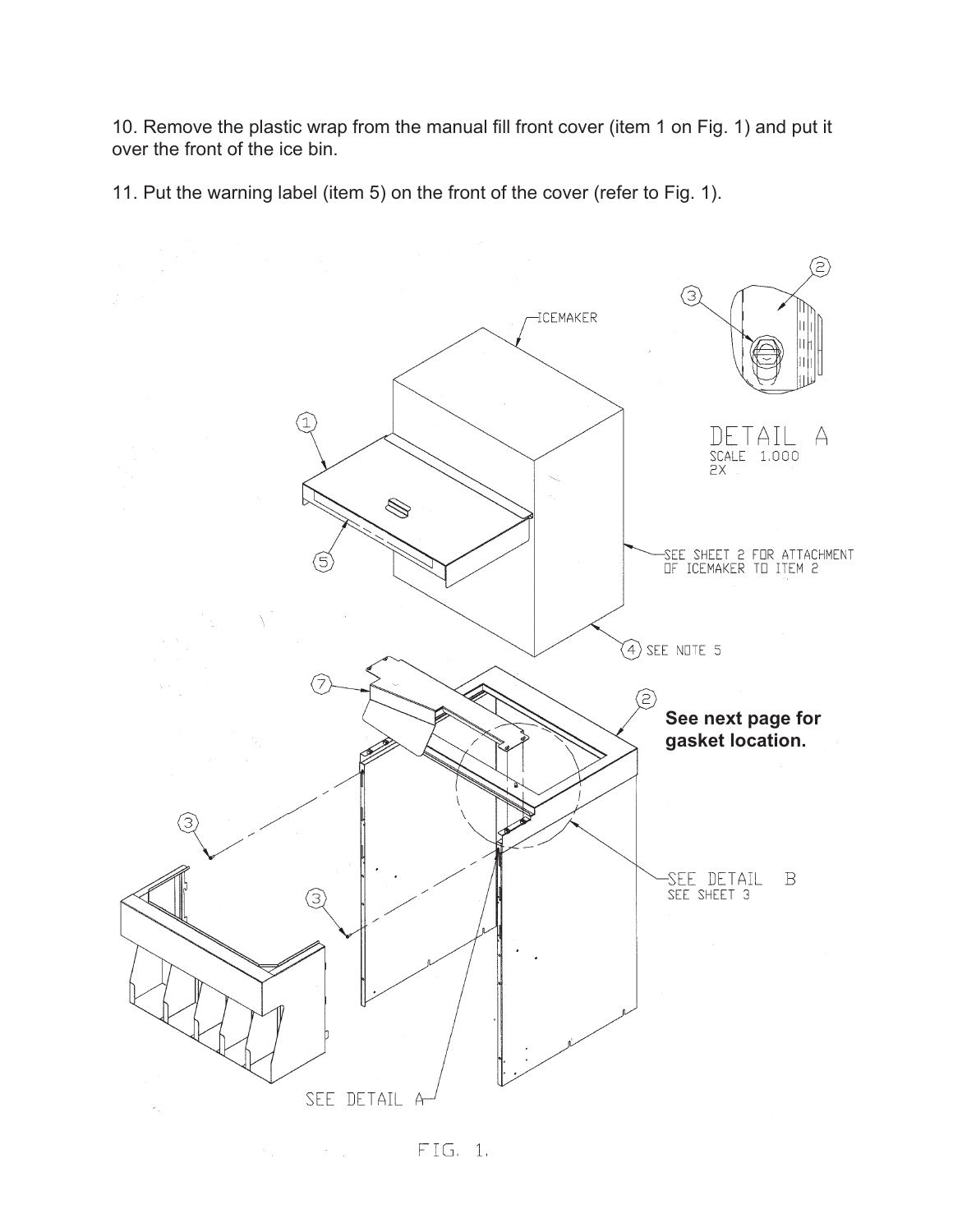10. Remove the plastic wrap from the manual fill front cover (item 1 on Fig. 1) and put it over the front of the ice bin.

11. Put the warning label (item 5) on the front of the cover (refer to Fig. 1).

ICEMAKER

DETAIL A
SCALE 1.000
2X

SEE SHEET 2 FOR ATTACHMENT OF ICEMAKER TO ITEM 2

(4) SEE NOTE 5

**See next page for gasket location.**

SEE DETAIL B
SEE SHEET 3

SEE DETAIL A

FIG. 1.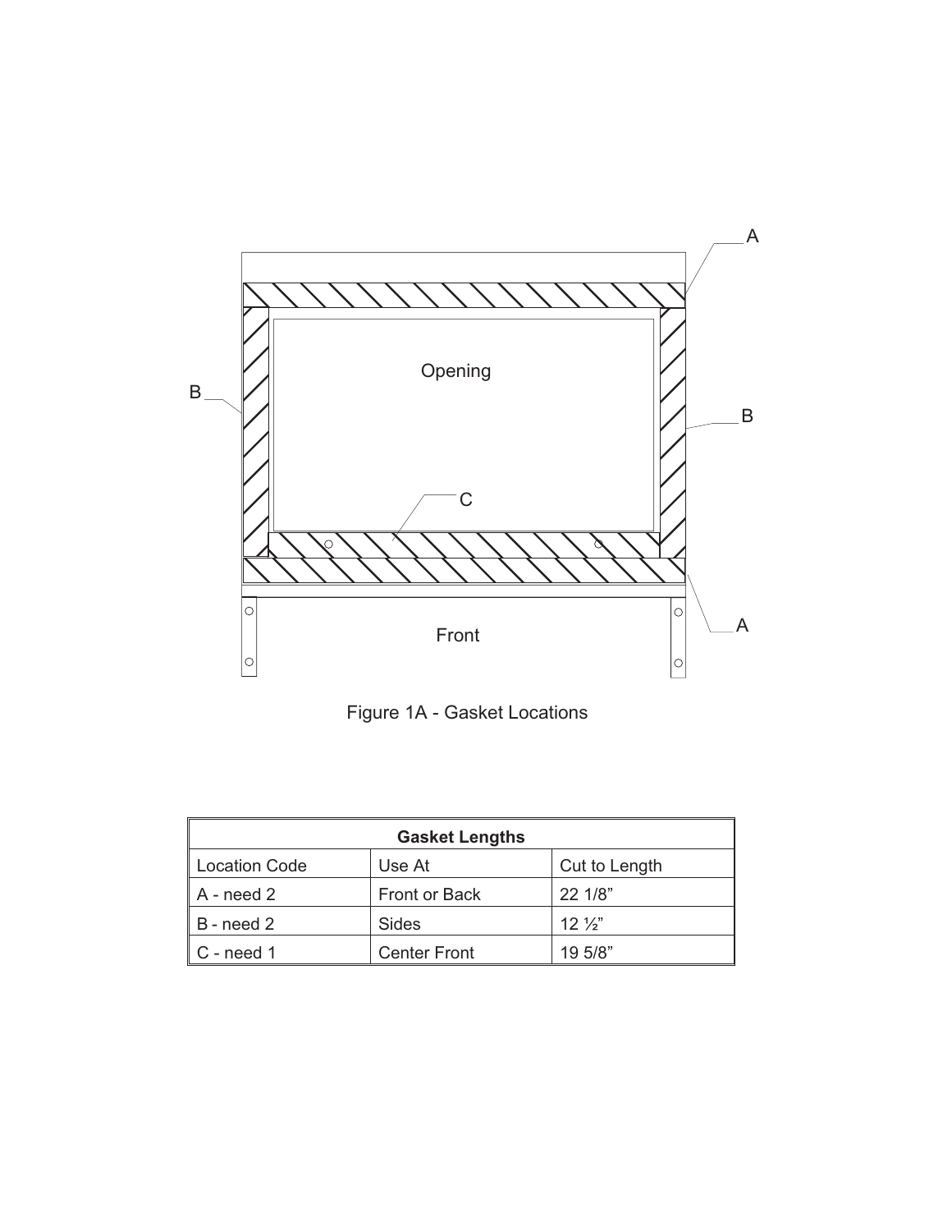Figure 1A - Gasket Locations

| Gasket Lengths | | |
|---|---|---|
| Location Code | Use At | Cut to Length |
| A - need 2 | Front or Back | 22 1/8" |
| B - need 2 | Sides | 12 ½" |
| C - need 1 | Center Front | 19 5/8" |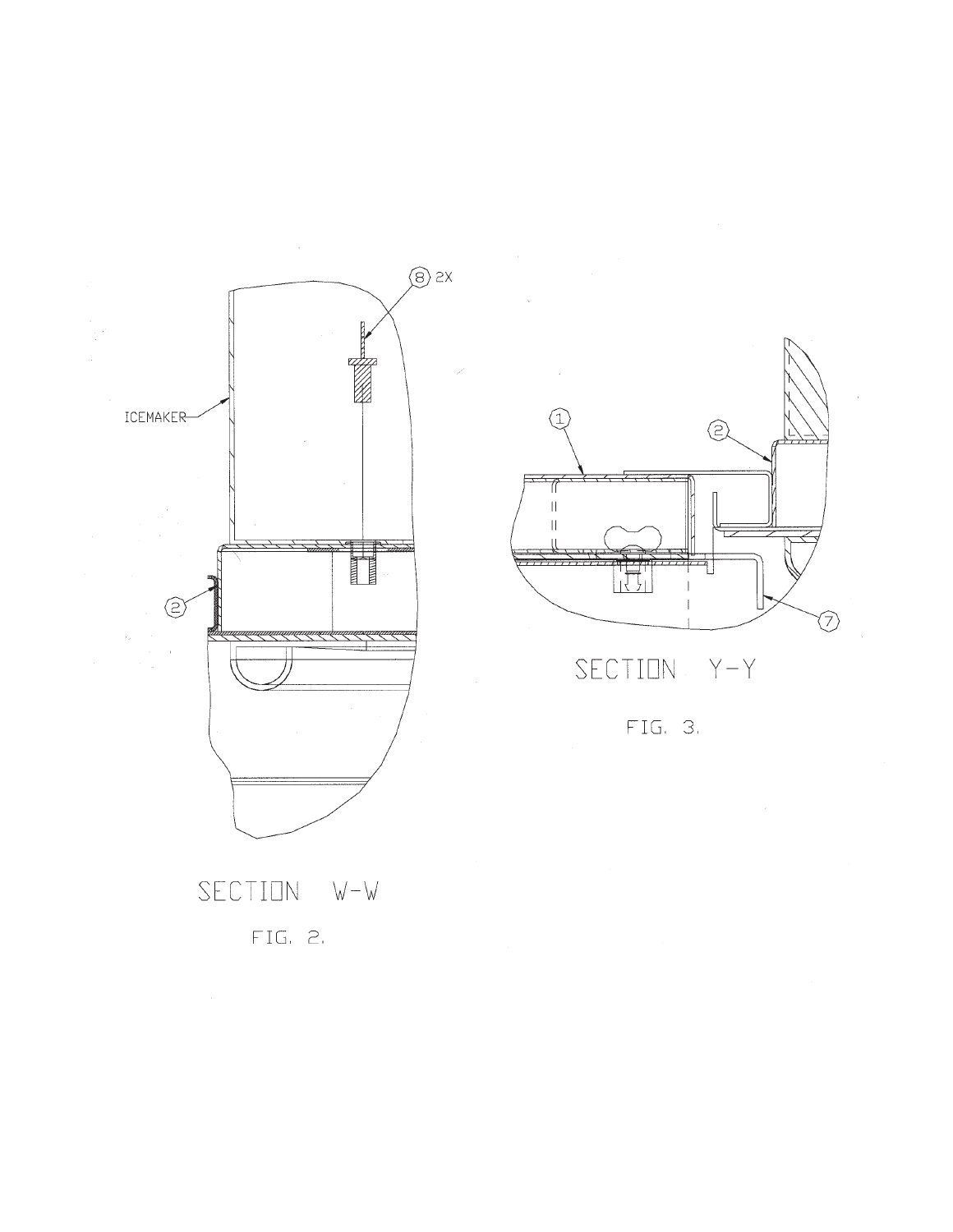ICEMAKER

8 2X

2

SECTION W-W

FIG. 2.

1

2

7

SECTION Y-Y

FIG. 3.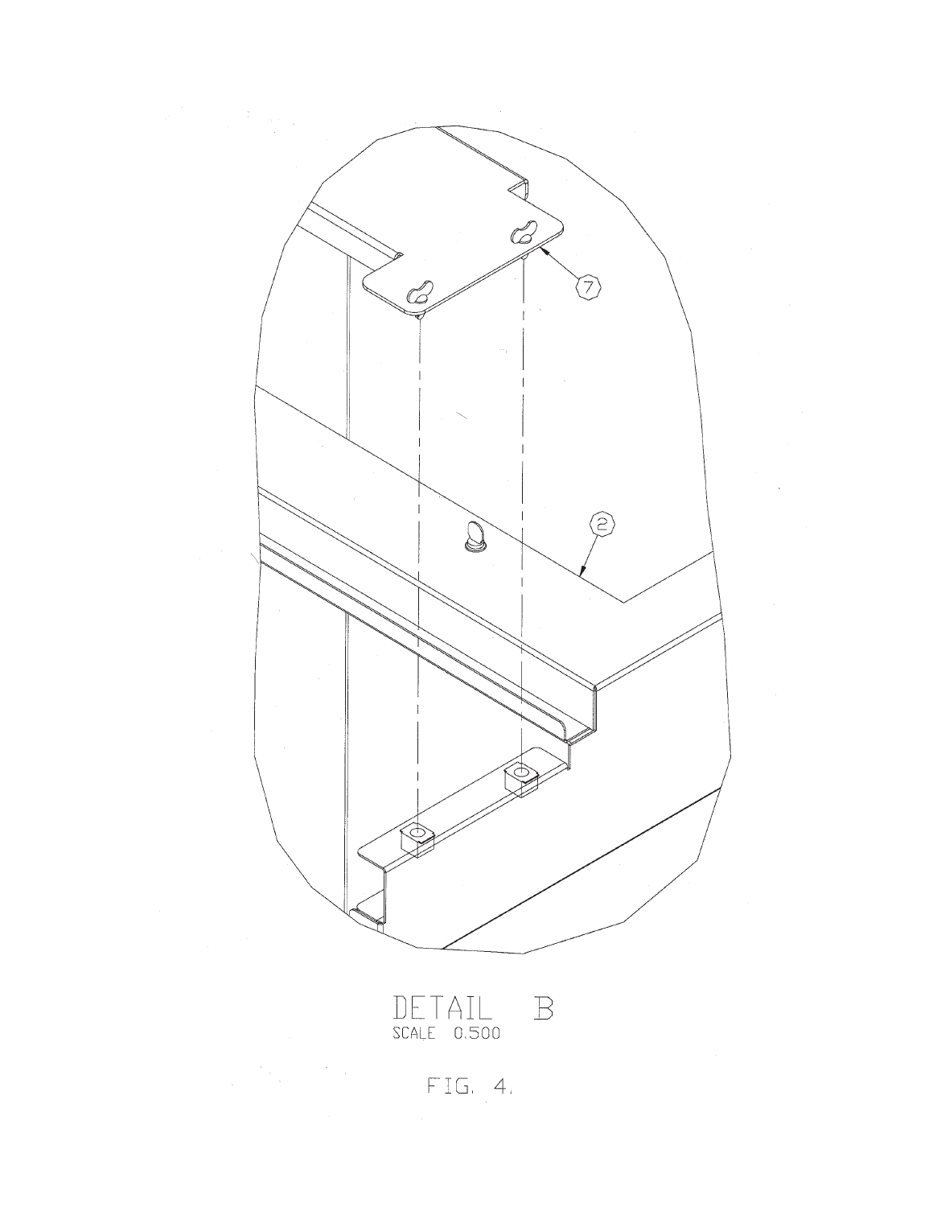7

2

DETAIL B
SCALE 0.500

FIG. 4.